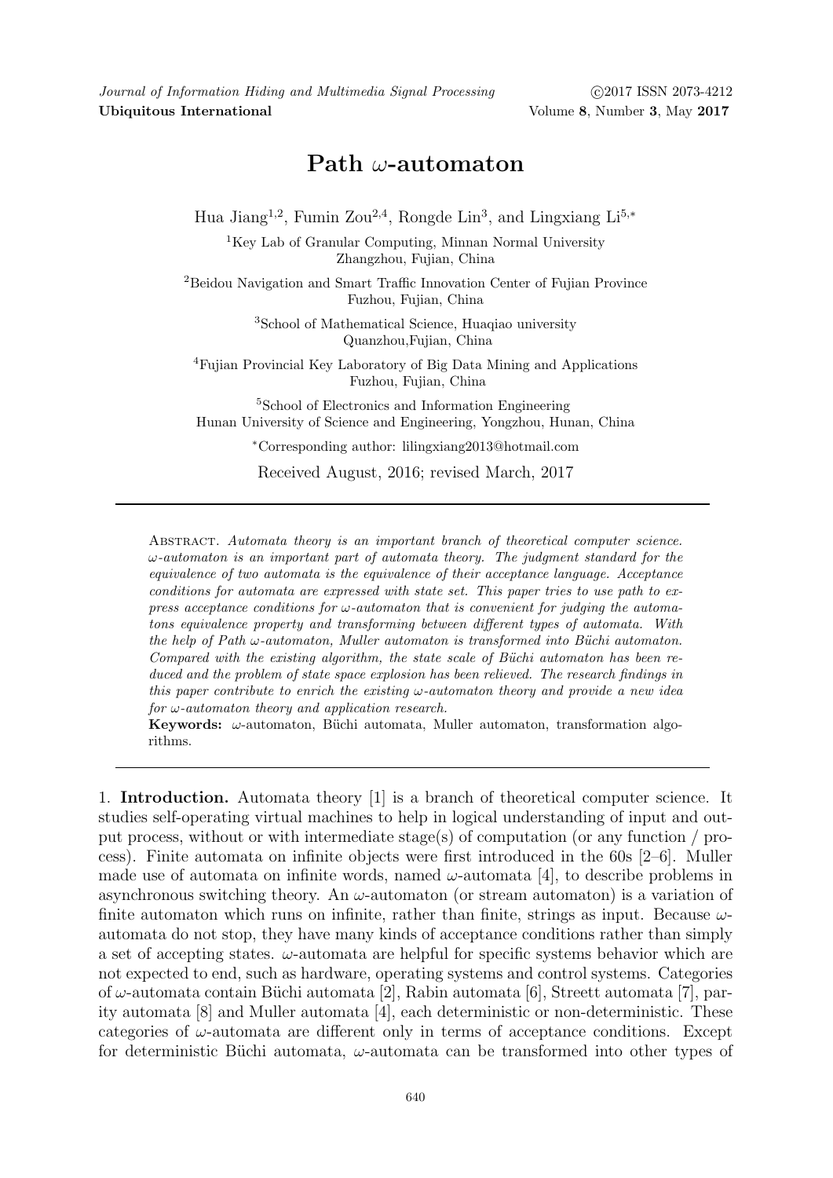# Path $\omega$-automaton

Hua Jiang[1,2], Fumin Zou[2,4], Rongde Lin[3], and Lingxiang Li[5,*]

[1]Key Lab of Granular Computing, Minnan Normal University
Zhangzhou, Fujian, China

[2]Beidou Navigation and Smart Traffic Innovation Center of Fujian Province
Fuzhou, Fujian, China

[3]School of Mathematical Science, Huaqiao university
Quanzhou,Fujian, China

[4]Fujian Provincial Key Laboratory of Big Data Mining and Applications
Fuzhou, Fujian, China

[5]School of Electronics and Information Engineering
Hunan University of Science and Engineering, Yongzhou, Hunan, China

[*]Corresponding author: lilingxiang2013@hotmail.com

Received August, 2016; revised March, 2017

Abstract. *Automata theory is an important branch of theoretical computer science. $\omega$-automaton is an important part of automata theory. The judgment standard for the equivalence of two automata is the equivalence of their acceptance language. Acceptance conditions for automata are expressed with state set. This paper tries to use path to express acceptance conditions for $\omega$-automaton that is convenient for judging the automatons equivalence property and transforming between different types of automata. With the help of Path $\omega$-automaton, Muller automaton is transformed into Büchi automaton. Compared with the existing algorithm, the state scale of Büchi automaton has been reduced and the problem of state space explosion has been relieved. The research findings in this paper contribute to enrich the existing $\omega$-automaton theory and provide a new idea for $\omega$-automaton theory and application research.*

**Keywords:** $\omega$-automaton, Büchi automata, Muller automaton, transformation algorithms.

## 1. Introduction.

Automata theory [1] is a branch of theoretical computer science. It studies self-operating virtual machines to help in logical understanding of input and output process, without or with intermediate stage(s) of computation (or any function / process). Finite automata on infinite objects were first introduced in the 60s [2–6]. Muller made use of automata on infinite words, named $\omega$-automata [4], to describe problems in asynchronous switching theory. An $\omega$-automaton (or stream automaton) is a variation of finite automaton which runs on infinite, rather than finite, strings as input. Because $\omega$-automata do not stop, they have many kinds of acceptance conditions rather than simply a set of accepting states. $\omega$-automata are helpful for specific systems behavior which are not expected to end, such as hardware, operating systems and control systems. Categories of $\omega$-automata contain Büchi automata [2], Rabin automata [6], Streett automata [7], parity automata [8] and Muller automata [4], each deterministic or non-deterministic. These categories of $\omega$-automata are different only in terms of acceptance conditions. Except for deterministic Büchi automata, $\omega$-automata can be transformed into other types of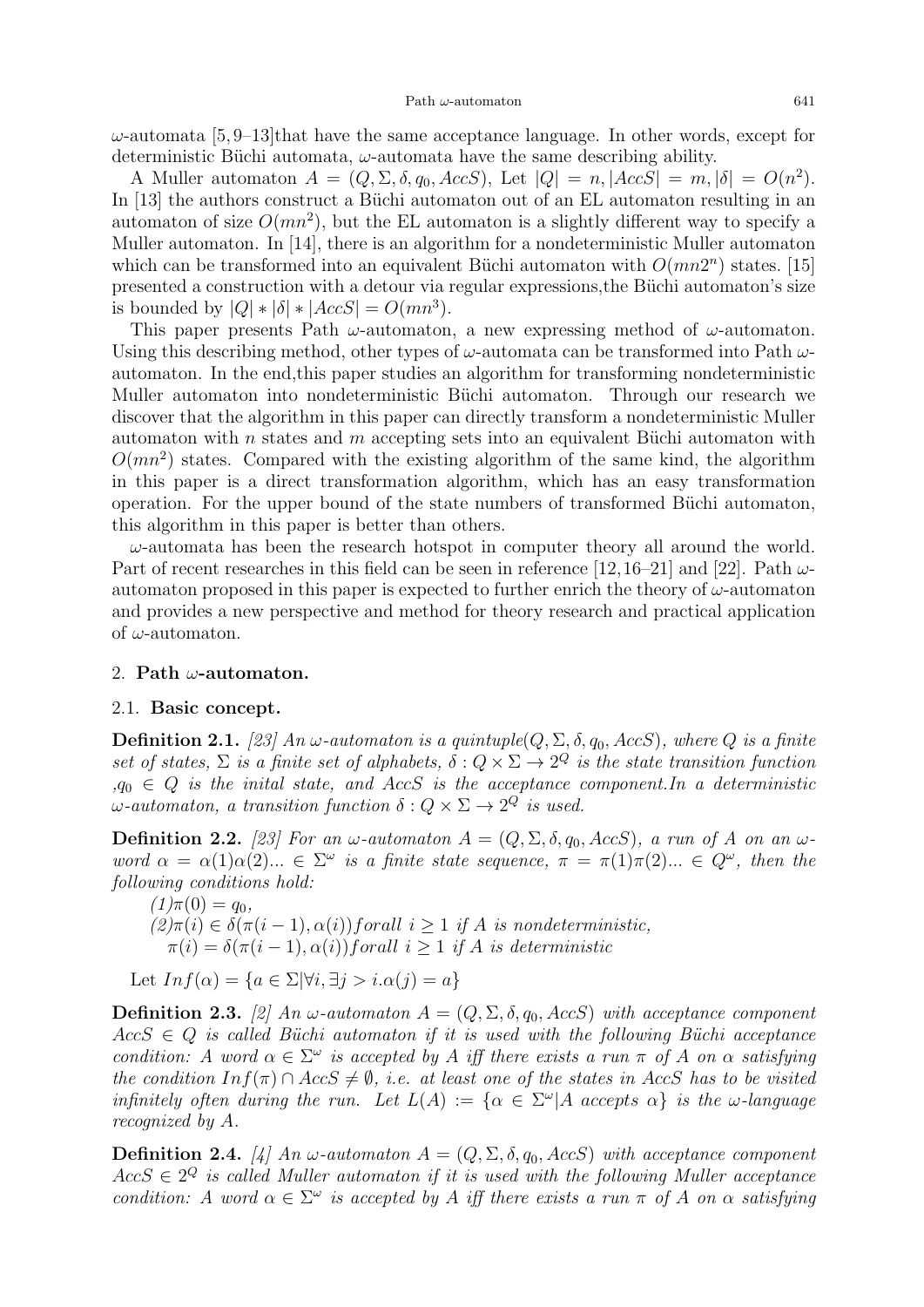$\omega$-automata [5, 9–13]that have the same acceptance language. In other words, except for deterministic Büchi automata, $\omega$-automata have the same describing ability.

A Muller automaton $A = (Q, \Sigma, \delta, q_0, AccS)$, Let $|Q| = n, |AccS| = m, |\delta| = O(n^2)$. In [13] the authors construct a Büchi automaton out of an EL automaton resulting in an automaton of size $O(mn^2)$, but the EL automaton is a slightly different way to specify a Muller automaton. In [14], there is an algorithm for a nondeterministic Muller automaton which can be transformed into an equivalent Büchi automaton with $O(mn2^n)$ states. [15] presented a construction with a detour via regular expressions,the Büchi automaton's size is bounded by $|Q| * |\delta| * |AccS| = O(mn^3)$.

This paper presents Path $\omega$-automaton, a new expressing method of $\omega$-automaton. Using this describing method, other types of $\omega$-automata can be transformed into Path $\omega$-automaton. In the end,this paper studies an algorithm for transforming nondeterministic Muller automaton into nondeterministic Büchi automaton. Through our research we discover that the algorithm in this paper can directly transform a nondeterministic Muller automaton with $n$ states and $m$ accepting sets into an equivalent Büchi automaton with $O(mn^2)$ states. Compared with the existing algorithm of the same kind, the algorithm in this paper is a direct transformation algorithm, which has an easy transformation operation. For the upper bound of the state numbers of transformed Büchi automaton, this algorithm in this paper is better than others.

$\omega$-automata has been the research hotspot in computer theory all around the world. Part of recent researches in this field can be seen in reference [12,16–21] and [22]. Path $\omega$-automaton proposed in this paper is expected to further enrich the theory of $\omega$-automaton and provides a new perspective and method for theory research and practical application of $\omega$-automaton.

## 2. Path $\omega$-automaton.

### 2.1. Basic concept.

**Definition 2.1.** *[23] An $\omega$-automaton is a quintuple$(Q, \Sigma, \delta, q_0, AccS)$, where $Q$ is a finite set of states, $\Sigma$ is a finite set of alphabets, $\delta : Q \times \Sigma \rightarrow 2^Q$ is the state transition function ,$q_0 \in Q$ is the inital state, and $AccS$ is the acceptance component.In a deterministic $\omega$-automaton, a transition function $\delta : Q \times \Sigma \rightarrow 2^Q$ is used.*

**Definition 2.2.** *[23] For an $\omega$-automaton $A = (Q, \Sigma, \delta, q_0, AccS)$, a run of $A$ on an $\omega$-word $\alpha = \alpha(1)\alpha(2)... \in \Sigma^\omega$ is a finite state sequence, $\pi = \pi(1)\pi(2)... \in Q^\omega$, then the following conditions hold:*

*(1)$\pi(0) = q_0$,*
*(2)$\pi(i) \in \delta(\pi(i-1), \alpha(i))$forall $i \geq 1$ if $A$ is nondeterministic,*
*$\pi(i) = \delta(\pi(i-1), \alpha(i))$forall $i \geq 1$ if $A$ is deterministic*

Let $Inf(\alpha) = \{a \in \Sigma | \forall i, \exists j > i.\alpha(j) = a\}$

**Definition 2.3.** *[2] An $\omega$-automaton $A = (Q, \Sigma, \delta, q_0, AccS)$ with acceptance component $AccS \in Q$ is called Büchi automaton if it is used with the following Büchi acceptance condition: A word $\alpha \in \Sigma^\omega$ is accepted by $A$ iff there exists a run $\pi$ of $A$ on $\alpha$ satisfying the condition $Inf(\pi) \cap AccS \neq \emptyset$, i.e. at least one of the states in $AccS$ has to be visited infinitely often during the run. Let $L(A) := \{\alpha \in \Sigma^\omega | A$ accepts $\alpha\}$ is the $\omega$-language recognized by $A$.*

**Definition 2.4.** *[4] An $\omega$-automaton $A = (Q, \Sigma, \delta, q_0, AccS)$ with acceptance component $AccS \in 2^Q$ is called Muller automaton if it is used with the following Muller acceptance condition: A word $\alpha \in \Sigma^\omega$ is accepted by $A$ iff there exists a run $\pi$ of $A$ on $\alpha$ satisfying*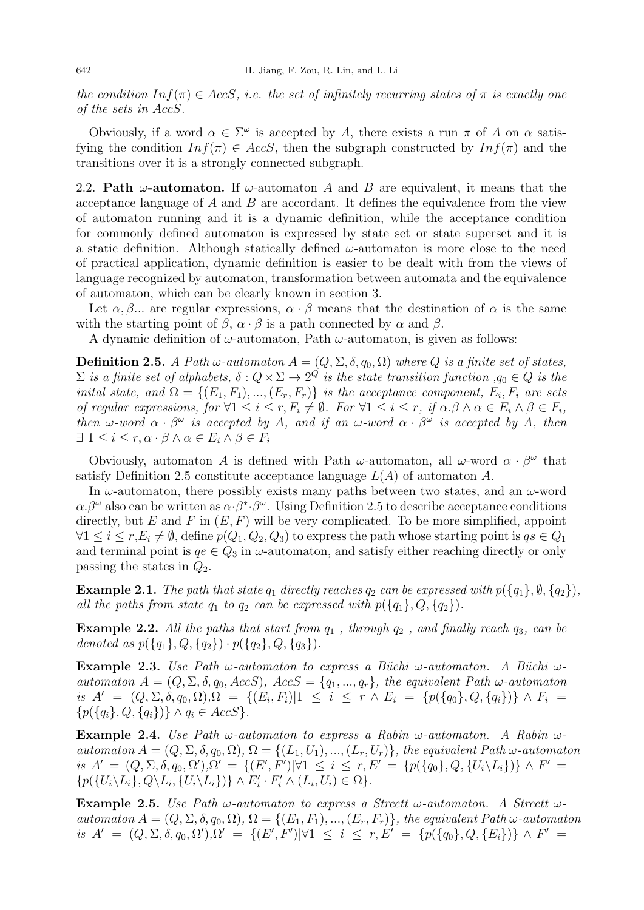*the condition $Inf(\pi) \in AccS$, i.e. the set of infinitely recurring states of $\pi$ is exactly one of the sets in $AccS$.*

Obviously, if a word $\alpha \in \Sigma^\omega$ is accepted by $A$, there exists a run $\pi$ of $A$ on $\alpha$ satisfying the condition $Inf(\pi) \in AccS$, then the subgraph constructed by $Inf(\pi)$ and the transitions over it is a strongly connected subgraph.

2.2. **Path $\omega$-automaton.** If $\omega$-automaton $A$ and $B$ are equivalent, it means that the acceptance language of $A$ and $B$ are accordant. It defines the equivalence from the view of automaton running and it is a dynamic definition, while the acceptance condition for commonly defined automaton is expressed by state set or state superset and it is a static definition. Although statically defined $\omega$-automaton is more close to the need of practical application, dynamic definition is easier to be dealt with from the views of language recognized by automaton, transformation between automata and the equivalence of automaton, which can be clearly known in section 3.

Let $\alpha, \beta ...$ are regular expressions, $\alpha \cdot \beta$ means that the destination of $\alpha$ is the same with the starting point of $\beta$, $\alpha \cdot \beta$ is a path connected by $\alpha$ and $\beta$.

A dynamic definition of $\omega$-automaton, Path $\omega$-automaton, is given as follows:

**Definition 2.5.** *A Path $\omega$-automaton $A = (Q, \Sigma, \delta, q_0, \Omega)$ where $Q$ is a finite set of states, $\Sigma$ is a finite set of alphabets, $\delta : Q \times \Sigma \to 2^Q$ is the state transition function ,$q_0 \in Q$ is the inital state, and $\Omega = \{(E_1, F_1), ..., (E_r, F_r)\}$ is the acceptance component, $E_i, F_i$ are sets of regular expressions, for $\forall 1 \le i \le r, F_i \ne \emptyset$. For $\forall 1 \le i \le r$, if $\alpha.\beta \wedge \alpha \in E_i \wedge \beta \in F_i$, then $\omega$-word $\alpha \cdot \beta^\omega$ is accepted by $A$, and if an $\omega$-word $\alpha \cdot \beta^\omega$ is accepted by $A$, then $\exists\ 1 \le i \le r, \alpha \cdot \beta \wedge \alpha \in E_i \wedge \beta \in F_i$*

Obviously, automaton $A$ is defined with Path $\omega$-automaton, all $\omega$-word $\alpha \cdot \beta^\omega$ that satisfy Definition 2.5 constitute acceptance language $L(A)$ of automaton $A$.

In $\omega$-automaton, there possibly exists many paths between two states, and an $\omega$-word $\alpha.\beta^\omega$ also can be written as $\alpha \cdot \beta^* \cdot \beta^\omega$. Using Definition 2.5 to describe acceptance conditions directly, but $E$ and $F$ in $(E, F)$ will be very complicated. To be more simplified, appoint $\forall 1 \le i \le r, E_i \ne \emptyset$, define $p(Q_1, Q_2, Q_3)$ to express the path whose starting point is $qs \in Q_1$ and terminal point is $qe \in Q_3$ in $\omega$-automaton, and satisfy either reaching directly or only passing the states in $Q_2$.

**Example 2.1.** *The path that state $q_1$ directly reaches $q_2$ can be expressed with $p(\{q_1\}, \emptyset, \{q_2\})$, all the paths from state $q_1$ to $q_2$ can be expressed with $p(\{q_1\}, Q, \{q_2\})$.*

**Example 2.2.** *All the paths that start from $q_1$ , through $q_2$ , and finally reach $q_3$, can be denoted as $p(\{q_1\}, Q, \{q_2\}) \cdot p(\{q_2\}, Q, \{q_3\})$.*

**Example 2.3.** *Use Path $\omega$-automaton to express a Büchi $\omega$-automaton. A Büchi $\omega$-automaton $A = (Q, \Sigma, \delta, q_0, AccS)$, $AccS = \{q_1, ..., q_r\}$, the equivalent Path $\omega$-automaton is $A' = (Q, \Sigma, \delta, q_0, \Omega), \Omega = \{(E_i, F_i) | 1 \le i \le r \wedge E_i = \{p(\{q_0\}, Q, \{q_i\})\} \wedge F_i = \{p(\{q_i\}, Q, \{q_i\})\} \wedge q_i \in AccS\}$.*

**Example 2.4.** *Use Path $\omega$-automaton to express a Rabin $\omega$-automaton. A Rabin $\omega$-automaton $A = (Q, \Sigma, \delta, q_0, \Omega)$, $\Omega = \{(L_1, U_1), ..., (L_r, U_r)\}$, the equivalent Path $\omega$-automaton is $A' = (Q, \Sigma, \delta, q_0, \Omega'), \Omega' = \{(E', F') | \forall 1 \le i \le r, E' = \{p(\{q_0\}, Q, \{U_i \backslash L_i\})\} \wedge F' = \{p(\{U_i \backslash L_i\}, Q \backslash L_i, \{U_i \backslash L_i\})\} \wedge E'_i \cdot F'_i \wedge (L_i, U_i) \in \Omega\}$.*

**Example 2.5.** *Use Path $\omega$-automaton to express a Streett $\omega$-automaton. A Streett $\omega$-automaton $A = (Q, \Sigma, \delta, q_0, \Omega)$, $\Omega = \{(E_1, F_1), ..., (E_r, F_r)\}$, the equivalent Path $\omega$-automaton is $A' = (Q, \Sigma, \delta, q_0, \Omega'), \Omega' = \{(E', F') | \forall 1 \le i \le r, E' = \{p(\{q_0\}, Q, \{E_i\})\} \wedge F' =$*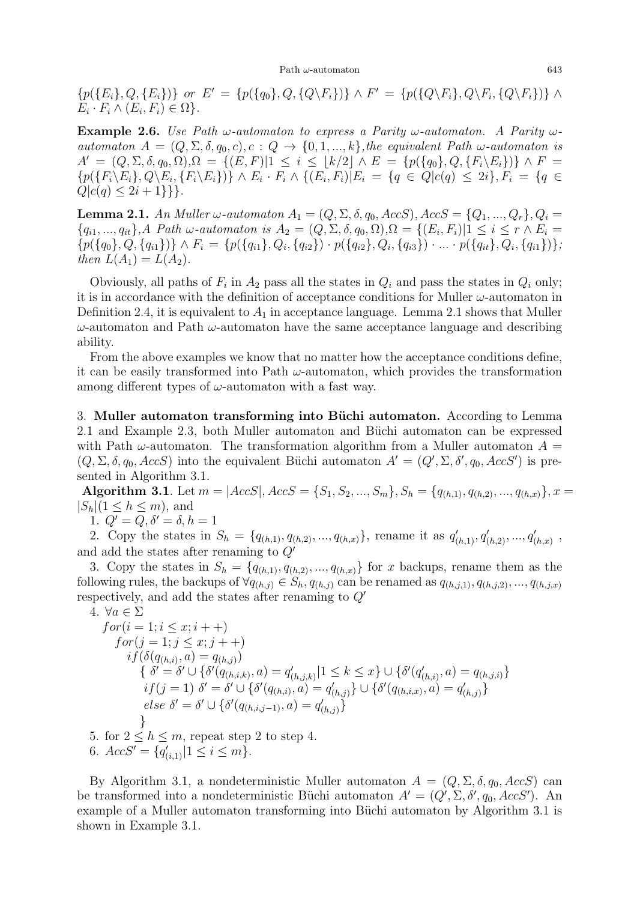$\{p(\{E_i\}, Q, \{E_i\})\}$ *or* $E' = \{p(\{q_0\}, Q, \{Q \backslash F_i\})\} \wedge F' = \{p(\{Q \backslash F_i\}, Q \backslash F_i, \{Q \backslash F_i\})\} \wedge E_i \cdot F_i \wedge (E_i, F_i) \in \Omega\}$.

**Example 2.6.** *Use Path ω-automaton to express a Parity ω-automaton. A Parity ω-automaton* $A = (Q, \Sigma, \delta, q_0, c), c : Q \to \{0, 1, ..., k\}$*, the equivalent Path ω-automaton is* $A' = (Q, \Sigma, \delta, q_0, \Omega), \Omega = \{(E, F) | 1 \leq i \leq \lfloor k/2 \rfloor \wedge E = \{p(\{q_0\}, Q, \{F_i \backslash E_i\})\} \wedge F = \{p(\{F_i \backslash E_i\}, Q \backslash E_i, \{F_i \backslash E_i\})\} \wedge E_i \cdot F_i \wedge \{(E_i, F_i) | E_i = \{q \in Q | c(q) \leq 2i\}, F_i = \{q \in Q | c(q) \leq 2i + 1\}\}\}$.

**Lemma 2.1.** *An Muller ω-automaton* $A_1 = (Q, \Sigma, \delta, q_0, AccS), AccS = \{Q_1, ..., Q_r\}, Q_i = \{q_{i1}, ..., q_{it}\}$*, A Path ω-automaton is* $A_2 = (Q, \Sigma, \delta, q_0, \Omega), \Omega = \{(E_i, F_i) | 1 \leq i \leq r \wedge E_i = \{p(\{q_0\}, Q, \{q_{i1}\})\} \wedge F_i = \{p(\{q_{i1}\}, Q_i, \{q_{i2}\}) \cdot p(\{q_{i2}\}, Q_i, \{q_{i3}\}) \cdot ... \cdot p(\{q_{it}\}, Q_i, \{q_{i1}\})\}$*; then* $L(A_1) = L(A_2)$.

Obviously, all paths of $F_i$ in $A_2$ pass all the states in $Q_i$ and pass the states in $Q_i$ only; it is in accordance with the definition of acceptance conditions for Muller ω-automaton in Definition 2.4, it is equivalent to $A_1$ in acceptance language. Lemma 2.1 shows that Muller ω-automaton and Path ω-automaton have the same acceptance language and describing ability.

From the above examples we know that no matter how the acceptance conditions define, it can be easily transformed into Path ω-automaton, which provides the transformation among different types of ω-automaton with a fast way.

3. **Muller automaton transforming into Büchi automaton.** According to Lemma 2.1 and Example 2.3, both Muller automaton and Büchi automaton can be expressed with Path ω-automaton. The transformation algorithm from a Muller automaton $A = (Q, \Sigma, \delta, q_0, AccS)$ into the equivalent Büchi automaton $A' = (Q', \Sigma, \delta', q_0, AccS')$ is presented in Algorithm 3.1.

**Algorithm 3.1**. Let $m = |AccS|, AccS = \{S_1, S_2, ..., S_m\}, S_h = \{q_{(h,1)}, q_{(h,2)}, ..., q_{(h,x)}\}, x = |S_h| (1 \leq h \leq m)$, and

1. $Q' = Q, \delta' = \delta, h = 1$
2. Copy the states in $S_h = \{q_{(h,1)}, q_{(h,2)}, ..., q_{(h,x)}\}$, rename it as $q'_{(h,1)}, q'_{(h,2)}, ..., q'_{(h,x)}$, and add the states after renaming to $Q'$
3. Copy the states in $S_h = \{q_{(h,1)}, q_{(h,2)}, ..., q_{(h,x)}\}$ for $x$ backups, rename them as the following rules, the backups of $\forall q_{(h,j)} \in S_h, q_{(h,j)}$ can be renamed as $q_{(h,j,1)}, q_{(h,j,2)}, ..., q_{(h,j,x)}$ respectively, and add the states after renaming to $Q'$
4. $\forall a \in \Sigma$

$for(i = 1; i \leq x; i++)$
  $for(j = 1; j \leq x; j++)$
    $if(\delta(q_{(h,i)}, a) = q_{(h,j)})$
      $\{ \delta' = \delta' \cup \{\delta'(q_{(h,i,k)}, a) = q'_{(h,j,k)} | 1 \leq k \leq x\} \cup \{\delta'(q'_{(h,i)}, a) = q_{(h,j,i)}\}$
      $if(j = 1)\ \delta' = \delta' \cup \{\delta'(q_{(h,i)}, a) = q'_{(h,j)}\} \cup \{\delta'(q_{(h,i,x)}, a) = q'_{(h,j)}\}$
      $else\ \delta' = \delta' \cup \{\delta'(q_{(h,i,j-1)}, a) = q'_{(h,j)}\}$
      $\}$

5. for $2 \leq h \leq m$, repeat step 2 to step 4.
6. $AccS' = \{q'_{(i,1)} | 1 \leq i \leq m\}$.

By Algorithm 3.1, a nondeterministic Muller automaton $A = (Q, \Sigma, \delta, q_0, AccS)$ can be transformed into a nondeterministic Büchi automaton $A' = (Q', \Sigma, \delta', q_0, AccS')$. An example of a Muller automaton transforming into Büchi automaton by Algorithm 3.1 is shown in Example 3.1.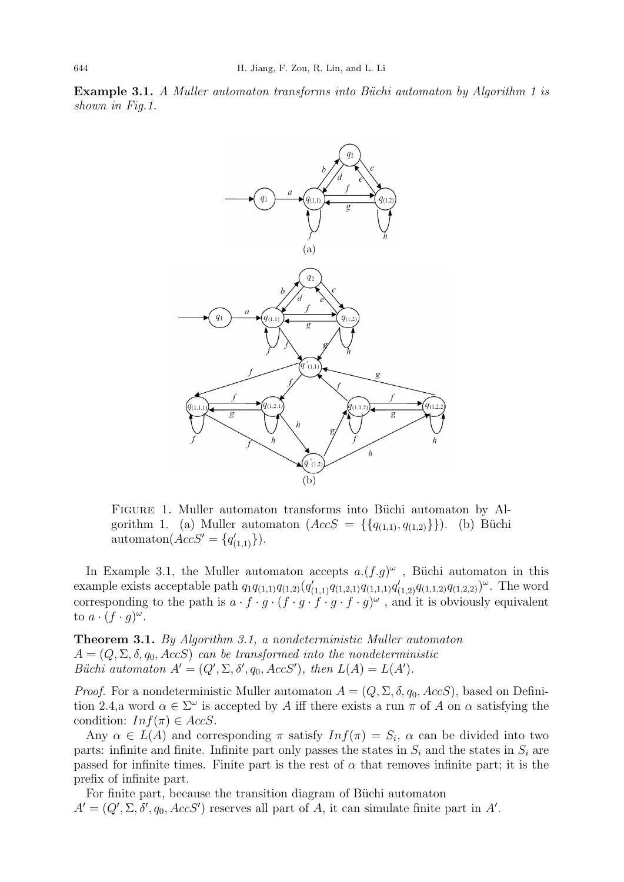**Example 3.1.** *A Muller automaton transforms into Büchi automaton by Algorithm 1 is shown in Fig.1.*

Figure 1. Muller automaton transforms into Büchi automaton by Algorithm 1. (a) Muller automaton ($AccS = \{\{q_{(1,1)}, q_{(1,2)}\}\}$). (b) Büchi automaton($AccS' = \{q'_{(1,1)}\}$).

In Example 3.1, the Muller automaton accepts $a.(f.g)^{\omega}$ , Büchi automaton in this example exists acceptable path $q_1 q_{(1,1)} q_{(1,2)} (q'_{(1,1)} q_{(1,2,1)} q_{(1,1,1)} q'_{(1,2)} q_{(1,1,2)} q_{(1,2,2)})^{\omega}$. The word corresponding to the path is $a \cdot f \cdot g \cdot (f \cdot g \cdot f \cdot g \cdot f \cdot g)^{\omega}$ , and it is obviously equivalent to $a \cdot (f \cdot g)^{\omega}$.

**Theorem 3.1.** *By Algorithm 3.1, a nondeterministic Muller automaton $A = (Q, \Sigma, \delta, q_0, AccS)$ can be transformed into the nondeterministic Büchi automaton $A' = (Q', \Sigma, \delta', q_0, AccS')$, then $L(A) = L(A')$.*

*Proof.* For a nondeterministic Muller automaton $A = (Q, \Sigma, \delta, q_0, AccS)$, based on Definition 2.4,a word $\alpha \in \Sigma^{\omega}$ is accepted by $A$ iff there exists a run $\pi$ of $A$ on $\alpha$ satisfying the condition: $Inf(\pi) \in AccS$.

Any $\alpha \in L(A)$ and corresponding $\pi$ satisfy $Inf(\pi) = S_i$, $\alpha$ can be divided into two parts: infinite and finite. Infinite part only passes the states in $S_i$ and the states in $S_i$ are passed for infinite times. Finite part is the rest of $\alpha$ that removes infinite part; it is the prefix of infinite part.

For finite part, because the transition diagram of Büchi automaton $A' = (Q', \Sigma, \delta', q_0, AccS')$ reserves all part of $A$, it can simulate finite part in $A'$.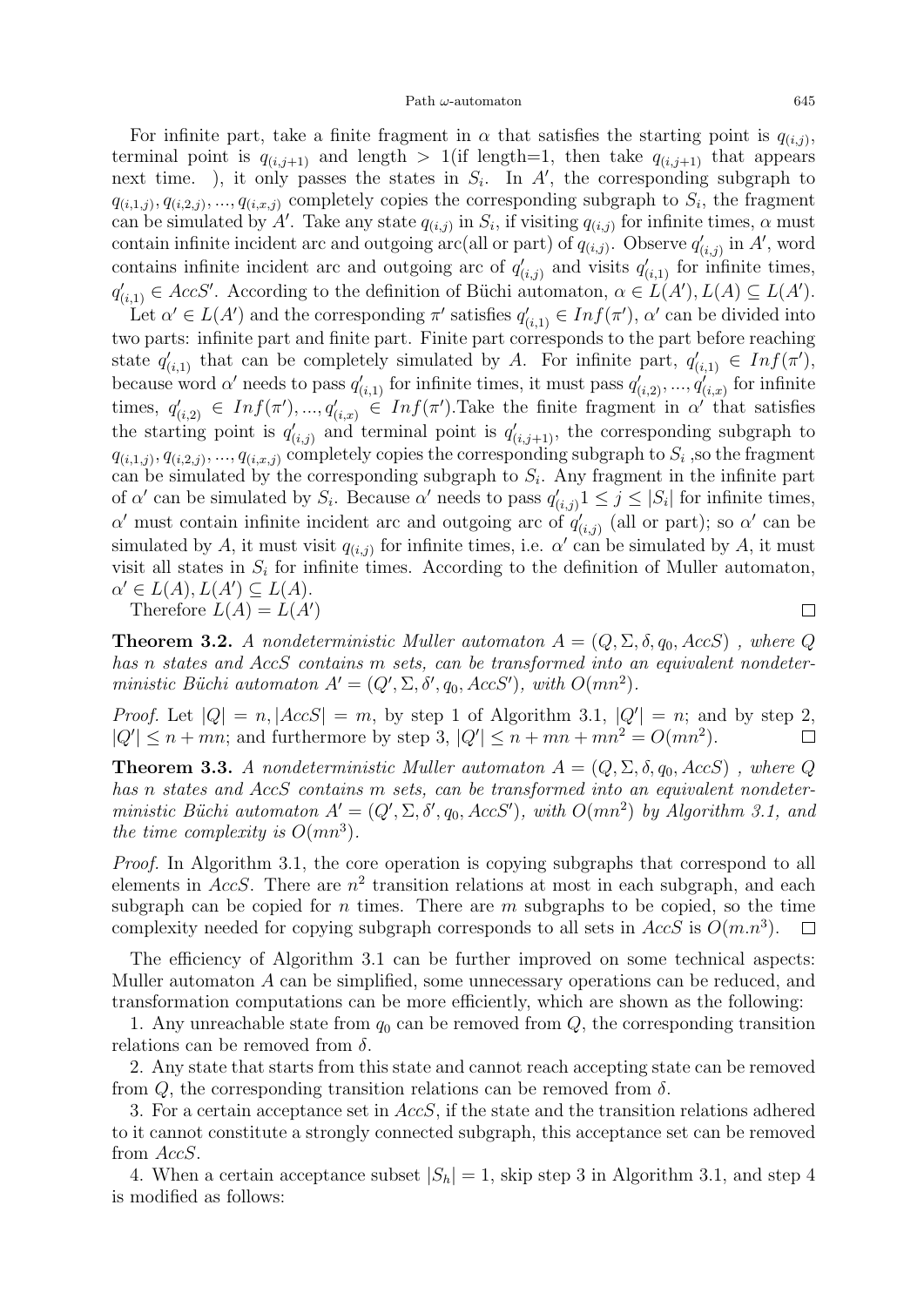For infinite part, take a finite fragment in $\alpha$ that satisfies the starting point is $q_{(i,j)}$, terminal point is $q_{(i,j+1)}$ and length $> 1$(if length=1, then take $q_{(i,j+1)}$ that appears next time. ), it only passes the states in $S_i$. In $A'$, the corresponding subgraph to $q_{(i,1,j)}, q_{(i,2,j)}, ..., q_{(i,x,j)}$ completely copies the corresponding subgraph to $S_i$, the fragment can be simulated by $A'$. Take any state $q_{(i,j)}$ in $S_i$, if visiting $q_{(i,j)}$ for infinite times, $\alpha$ must contain infinite incident arc and outgoing arc(all or part) of $q_{(i,j)}$. Observe $q'_{(i,j)}$ in $A'$, word contains infinite incident arc and outgoing arc of $q'_{(i,j)}$ and visits $q'_{(i,1)}$ for infinite times, $q'_{(i,1)} \in AccS'$. According to the definition of Büchi automaton, $\alpha \in L(A'), L(A) \subseteq L(A')$.

Let $\alpha' \in L(A')$ and the corresponding $\pi'$ satisfies $q'_{(i,1)} \in Inf(\pi')$, $\alpha'$ can be divided into two parts: infinite part and finite part. Finite part corresponds to the part before reaching state $q'_{(i,1)}$ that can be completely simulated by $A$. For infinite part, $q'_{(i,1)} \in Inf(\pi')$, because word $\alpha'$ needs to pass $q'_{(i,1)}$ for infinite times, it must pass $q'_{(i,2)}, ..., q'_{(i,x)}$ for infinite times, $q'_{(i,2)} \in Inf(\pi'), ..., q'_{(i,x)} \in Inf(\pi')$.Take the finite fragment in $\alpha'$ that satisfies the starting point is $q'_{(i,j)}$ and terminal point is $q'_{(i,j+1)}$, the corresponding subgraph to $q_{(i,1,j)}, q_{(i,2,j)}, ..., q_{(i,x,j)}$ completely copies the corresponding subgraph to $S_i$ ,so the fragment can be simulated by the corresponding subgraph to $S_i$. Any fragment in the infinite part of $\alpha'$ can be simulated by $S_i$. Because $\alpha'$ needs to pass $q'_{(i,j)} 1 \leq j \leq |S_i|$ for infinite times, $\alpha'$ must contain infinite incident arc and outgoing arc of $q'_{(i,j)}$ (all or part); so $\alpha'$ can be simulated by $A$, it must visit $q_{(i,j)}$ for infinite times, i.e. $\alpha'$ can be simulated by $A$, it must visit all states in $S_i$ for infinite times. According to the definition of Muller automaton, $\alpha' \in L(A), L(A') \subseteq L(A)$.

Therefore $L(A) = L(A')$ $\square$

**Theorem 3.2.** *A nondeterministic Muller automaton $A = (Q, \Sigma, \delta, q_0, AccS)$ , where $Q$ has $n$ states and $AccS$ contains $m$ sets, can be transformed into an equivalent nondeterministic Büchi automaton $A' = (Q', \Sigma, \delta', q_0, AccS')$, with $O(mn^2)$.*

*Proof.* Let $|Q| = n, |AccS| = m$, by step 1 of Algorithm 3.1, $|Q'| = n$; and by step 2, $|Q'| \leq n + mn$; and furthermore by step 3, $|Q'| \leq n + mn + mn^2 = O(mn^2)$. $\square$

**Theorem 3.3.** *A nondeterministic Muller automaton $A = (Q, \Sigma, \delta, q_0, AccS)$ , where $Q$ has $n$ states and $AccS$ contains $m$ sets, can be transformed into an equivalent nondeterministic Büchi automaton $A' = (Q', \Sigma, \delta', q_0, AccS')$, with $O(mn^2)$ by Algorithm 3.1, and the time complexity is $O(mn^3)$.*

*Proof.* In Algorithm 3.1, the core operation is copying subgraphs that correspond to all elements in $AccS$. There are $n^2$ transition relations at most in each subgraph, and each subgraph can be copied for $n$ times. There are $m$ subgraphs to be copied, so the time complexity needed for copying subgraph corresponds to all sets in $AccS$ is $O(m.n^3)$. $\square$

The efficiency of Algorithm 3.1 can be further improved on some technical aspects: Muller automaton $A$ can be simplified, some unnecessary operations can be reduced, and transformation computations can be more efficiently, which are shown as the following:

1. Any unreachable state from $q_0$ can be removed from $Q$, the corresponding transition relations can be removed from $\delta$.

2. Any state that starts from this state and cannot reach accepting state can be removed from $Q$, the corresponding transition relations can be removed from $\delta$.

3. For a certain acceptance set in $AccS$, if the state and the transition relations adhered to it cannot constitute a strongly connected subgraph, this acceptance set can be removed from $AccS$.

4. When a certain acceptance subset $|S_h| = 1$, skip step 3 in Algorithm 3.1, and step 4 is modified as follows: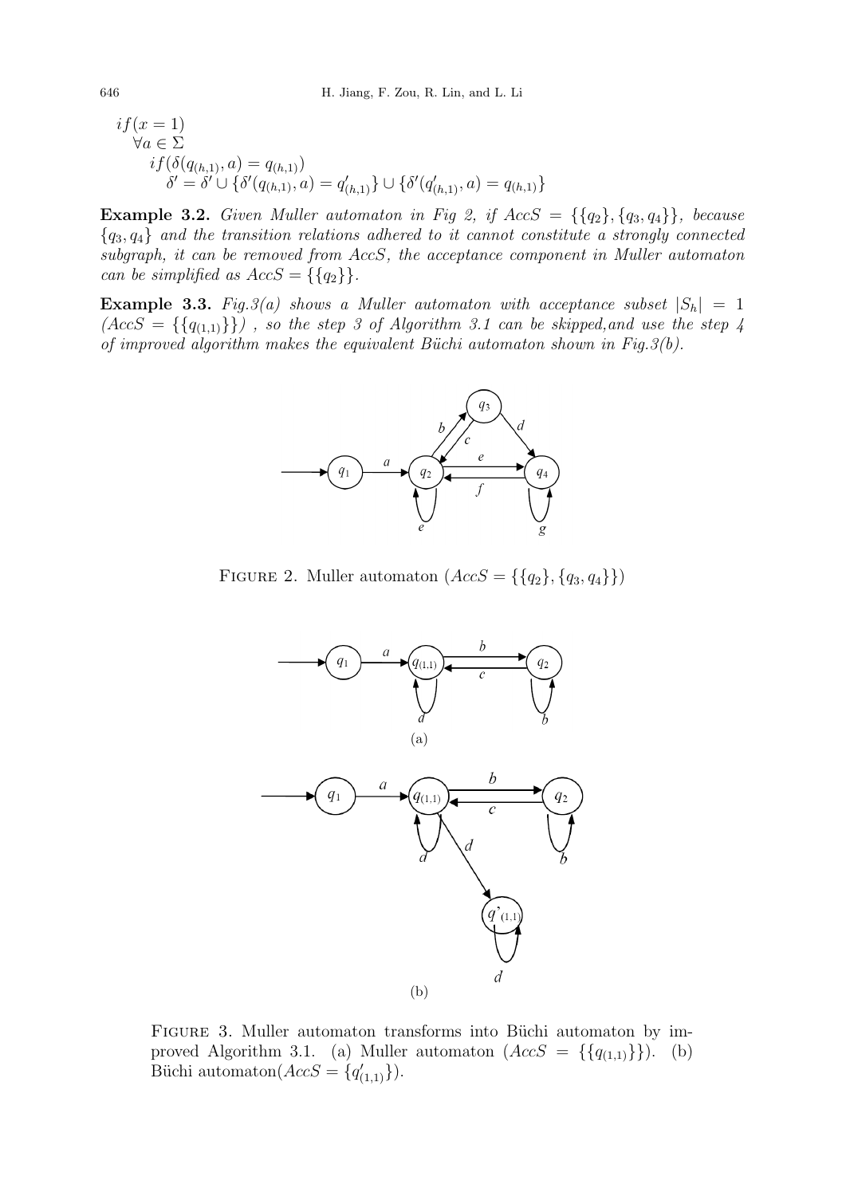$if(x = 1)$
$\quad \forall a \in \Sigma$
$\quad\quad if(\delta(q_{(h,1)}, a) = q_{(h,1)})$
$\quad\quad\quad \delta' = \delta' \cup \{\delta'(q_{(h,1)}, a) = q'_{(h,1)}\} \cup \{\delta'(q'_{(h,1)}, a) = q_{(h,1)}\}$

**Example 3.2.** *Given Muller automaton in Fig 2, if $AccS = \{\{q_2\}, \{q_3, q_4\}\}$, because $\{q_3, q_4\}$ and the transition relations adhered to it cannot constitute a strongly connected subgraph, it can be removed from AccS, the acceptance component in Muller automaton can be simplified as $AccS = \{\{q_2\}\}$.*

**Example 3.3.** *Fig.3(a) shows a Muller automaton with acceptance subset $|S_h| = 1$ ($AccS = \{\{q_{(1,1)}\}\}$) , so the step 3 of Algorithm 3.1 can be skipped,and use the step 4 of improved algorithm makes the equivalent Büchi automaton shown in Fig.3(b).*

FIGURE 2. Muller automaton ($AccS = \{\{q_2\}, \{q_3, q_4\}\}$)

FIGURE 3. Muller automaton transforms into Büchi automaton by improved Algorithm 3.1. (a) Muller automaton ($AccS = \{\{q_{(1,1)}\}\}$). (b) Büchi automaton($AccS = \{q'_{(1,1)}\}$).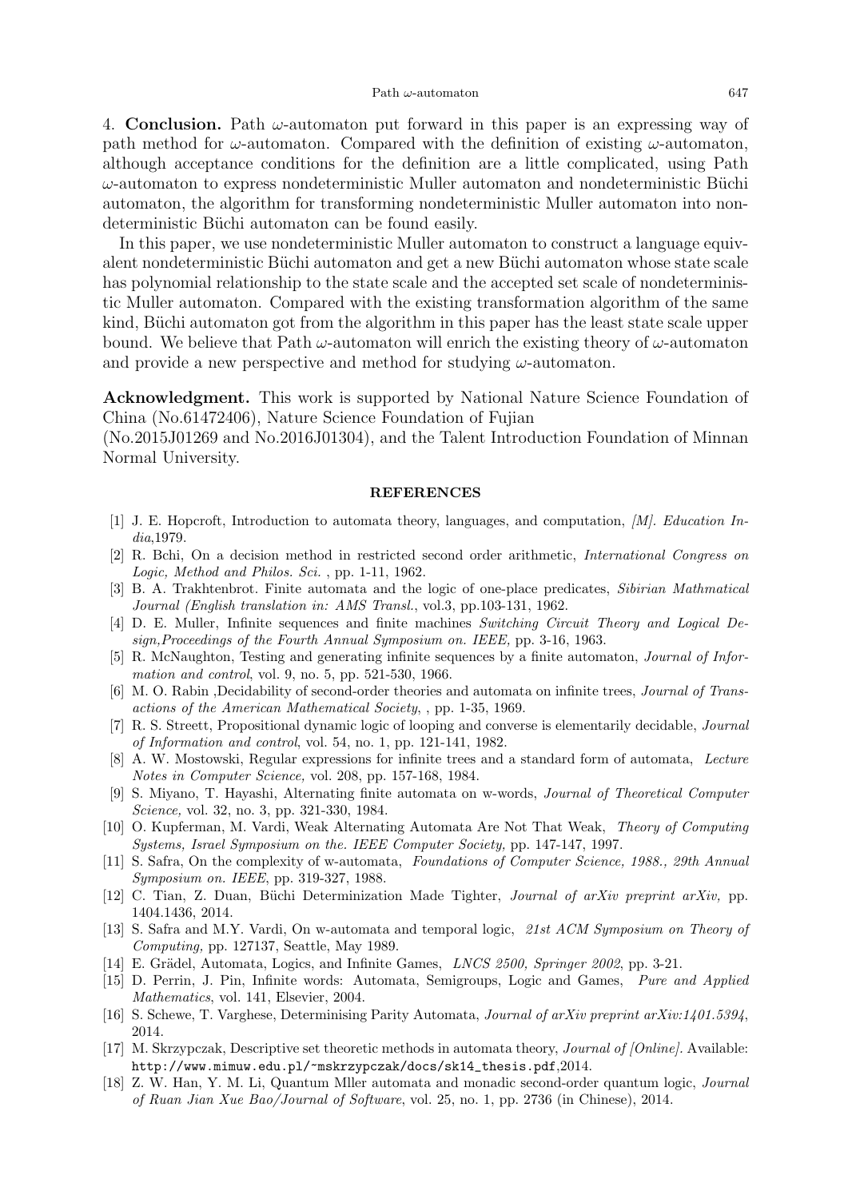4. **Conclusion.** Path $\omega$-automaton put forward in this paper is an expressing way of path method for $\omega$-automaton. Compared with the definition of existing $\omega$-automaton, although acceptance conditions for the definition are a little complicated, using Path $\omega$-automaton to express nondeterministic Muller automaton and nondeterministic Büchi automaton, the algorithm for transforming nondeterministic Muller automaton into nondeterministic Büchi automaton can be found easily.

In this paper, we use nondeterministic Muller automaton to construct a language equivalent nondeterministic Büchi automaton and get a new Büchi automaton whose state scale has polynomial relationship to the state scale and the accepted set scale of nondeterministic Muller automaton. Compared with the existing transformation algorithm of the same kind, Büchi automaton got from the algorithm in this paper has the least state scale upper bound. We believe that Path $\omega$-automaton will enrich the existing theory of $\omega$-automaton and provide a new perspective and method for studying $\omega$-automaton.

**Acknowledgment.** This work is supported by National Nature Science Foundation of China (No.61472406), Nature Science Foundation of Fujian (No.2015J01269 and No.2016J01304), and the Talent Introduction Foundation of Minnan Normal University.

## REFERENCES

[1] J. E. Hopcroft, Introduction to automata theory, languages, and computation, *[M]. Education India*,1979.

[2] R. Bchi, On a decision method in restricted second order arithmetic, *International Congress on Logic, Method and Philos. Sci.* , pp. 1-11, 1962.

[3] B. A. Trakhtenbrot. Finite automata and the logic of one-place predicates, *Sibirian Mathmatical Journal (English translation in: AMS Transl.*, vol.3, pp.103-131, 1962.

[4] D. E. Muller, Infinite sequences and finite machines *Switching Circuit Theory and Logical Design,Proceedings of the Fourth Annual Symposium on. IEEE,* pp. 3-16, 1963.

[5] R. McNaughton, Testing and generating infinite sequences by a finite automaton, *Journal of Information and control*, vol. 9, no. 5, pp. 521-530, 1966.

[6] M. O. Rabin ,Decidability of second-order theories and automata on infinite trees, *Journal of Transactions of the American Mathematical Society*, , pp. 1-35, 1969.

[7] R. S. Streett, Propositional dynamic logic of looping and converse is elementarily decidable, *Journal of Information and control*, vol. 54, no. 1, pp. 121-141, 1982.

[8] A. W. Mostowski, Regular expressions for infinite trees and a standard form of automata, *Lecture Notes in Computer Science,* vol. 208, pp. 157-168, 1984.

[9] S. Miyano, T. Hayashi, Alternating finite automata on w-words, *Journal of Theoretical Computer Science,* vol. 32, no. 3, pp. 321-330, 1984.

[10] O. Kupferman, M. Vardi, Weak Alternating Automata Are Not That Weak, *Theory of Computing Systems, Israel Symposium on the. IEEE Computer Society,* pp. 147-147, 1997.

[11] S. Safra, On the complexity of w-automata, *Foundations of Computer Science, 1988., 29th Annual Symposium on. IEEE*, pp. 319-327, 1988.

[12] C. Tian, Z. Duan, Büchi Determinization Made Tighter, *Journal of arXiv preprint arXiv,* pp. 1404.1436, 2014.

[13] S. Safra and M.Y. Vardi, On w-automata and temporal logic, *21st ACM Symposium on Theory of Computing,* pp. 127137, Seattle, May 1989.

[14] E. Grädel, Automata, Logics, and Infinite Games, *LNCS 2500, Springer 2002*, pp. 3-21.

[15] D. Perrin, J. Pin, Infinite words: Automata, Semigroups, Logic and Games, *Pure and Applied Mathematics*, vol. 141, Elsevier, 2004.

[16] S. Schewe, T. Varghese, Determinising Parity Automata, *Journal of arXiv preprint arXiv:1401.5394*, 2014.

[17] M. Skrzypczak, Descriptive set theoretic methods in automata theory, *Journal of [Online]*. Available: `http://www.mimuw.edu.pl/~mskrzypczak/docs/sk14_thesis.pdf`,2014.

[18] Z. W. Han, Y. M. Li, Quantum Mller automata and monadic second-order quantum logic, *Journal of Ruan Jian Xue Bao/Journal of Software*, vol. 25, no. 1, pp. 2736 (in Chinese), 2014.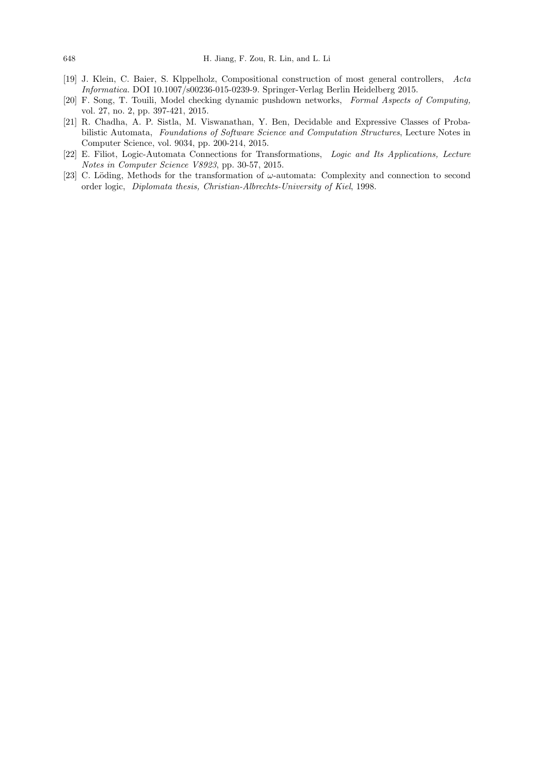[19] J. Klein, C. Baier, S. Klppelholz, Compositional construction of most general controllers, *Acta Informatica*. DOI 10.1007/s00236-015-0239-9. Springer-Verlag Berlin Heidelberg 2015.

[20] F. Song, T. Touili, Model checking dynamic pushdown networks, *Formal Aspects of Computing,* vol. 27, no. 2, pp. 397-421, 2015.

[21] R. Chadha, A. P. Sistla, M. Viswanathan, Y. Ben, Decidable and Expressive Classes of Probabilistic Automata, *Foundations of Software Science and Computation Structures*, Lecture Notes in Computer Science, vol. 9034, pp. 200-214, 2015.

[22] E. Filiot, Logic-Automata Connections for Transformations, *Logic and Its Applications, Lecture Notes in Computer Science V8923*, pp. 30-57, 2015.

[23] C. Löding, Methods for the transformation of $\omega$-automata: Complexity and connection to second order logic, *Diplomata thesis, Christian-Albrechts-University of Kiel*, 1998.